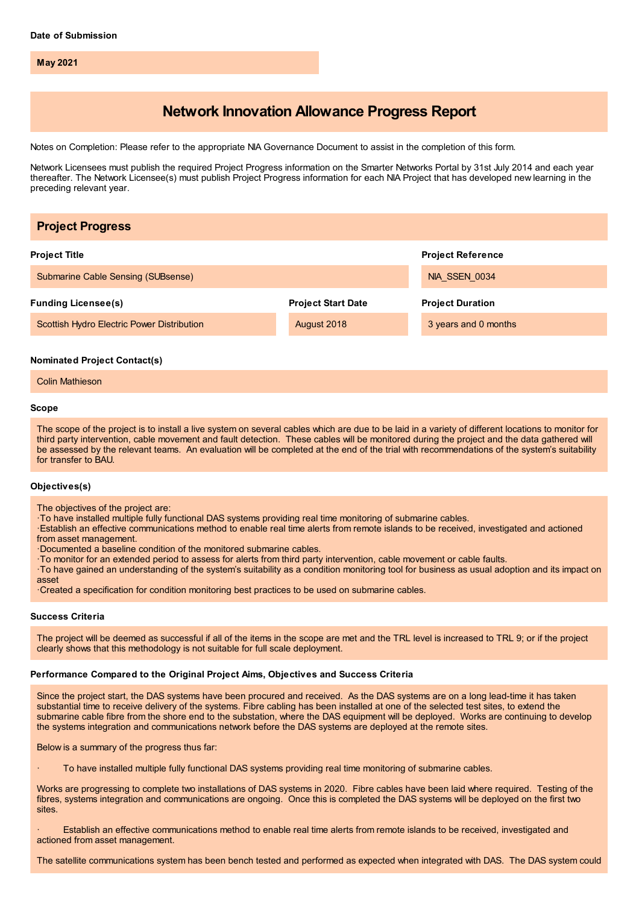**Date of Submission**

**May 2021**

# Network Innovation Allowance Progress Report

Notes on Completion: Please refer to the appropriate NIA Governance Document to assist in the completion of this form.

Network Licensees must publish the required Project Progress information on the Smarter Networks Portal by 31st July 2014 and each year thereafter. The Network Licensee(s) must publish Project Progress information for each NIA Project that has developed new learning in the preceding relevant year.

## Project Progress

**Project Title**

Submarine Cable Sensing (SUBsense)

**Project Reference**

NIA_SSEN_0034

**Funding Licensee(s)**

Scottish Hydro Electric Power Distribution

**Project Start Date**

August 2018

**Project Duration**

3 years and 0 months

**Nominated Project Contact(s)**

Colin Mathieson

**Scope**

The scope of the project is to install a live system on several cables which are due to be laid in a variety of different locations to monitor for third party intervention, cable movement and fault detection. These cables will be monitored during the project and the data gathered will be assessed by the relevant teams. An evaluation will be completed at the end of the trial with recommendations of the system's suitability for transfer to BAU.

**Objectives(s)**

The objectives of the project are:
·To have installed multiple fully functional DAS systems providing real time monitoring of submarine cables.
·Establish an effective communications method to enable real time alerts from remote islands to be received, investigated and actioned from asset management.
·Documented a baseline condition of the monitored submarine cables.
·To monitor for an extended period to assess for alerts from third party intervention, cable movement or cable faults.
·To have gained an understanding of the system's suitability as a condition monitoring tool for business as usual adoption and its impact on asset
·Created a specification for condition monitoring best practices to be used on submarine cables.

**Success Criteria**

The project will be deemed as successful if all of the items in the scope are met and the TRL level is increased to TRL 9; or if the project clearly shows that this methodology is not suitable for full scale deployment.

**Performance Compared to the Original Project Aims, Objectives and Success Criteria**

Since the project start, the DAS systems have been procured and received. As the DAS systems are on a long lead-time it has taken substantial time to receive delivery of the systems. Fibre cabling has been installed at one of the selected test sites, to extend the submarine cable fibre from the shore end to the substation, where the DAS equipment will be deployed. Works are continuing to develop the systems integration and communications network before the DAS systems are deployed at the remote sites.

Below is a summary of the progress thus far:

· To have installed multiple fully functional DAS systems providing real time monitoring of submarine cables.

Works are progressing to complete two installations of DAS systems in 2020. Fibre cables have been laid where required. Testing of the fibres, systems integration and communications are ongoing. Once this is completed the DAS systems will be deployed on the first two sites.

· Establish an effective communications method to enable real time alerts from remote islands to be received, investigated and actioned from asset management.

The satellite communications system has been bench tested and performed as expected when integrated with DAS. The DAS system could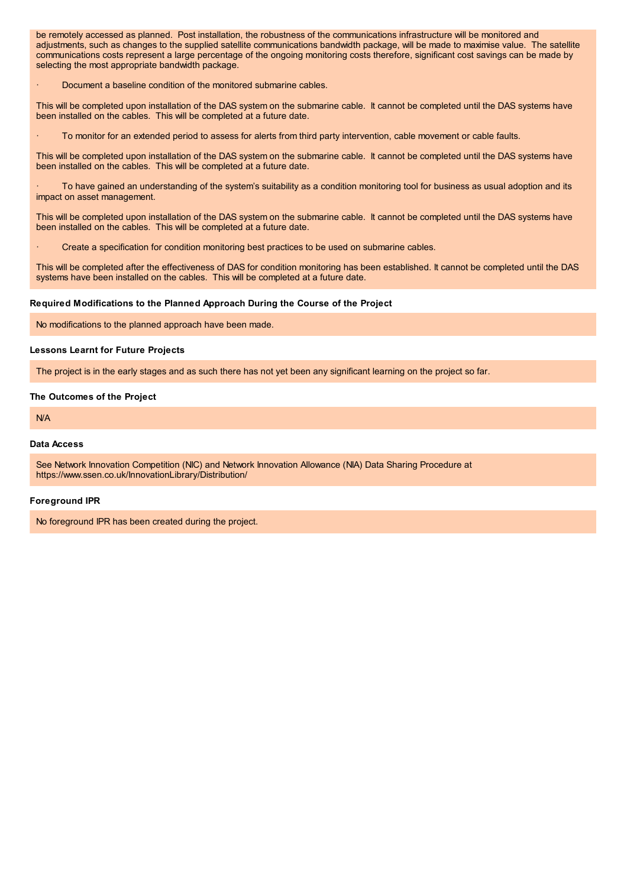be remotely accessed as planned. Post installation, the robustness of the communications infrastructure will be monitored and adjustments, such as changes to the supplied satellite communications bandwidth package, will be made to maximise value. The satellite communications costs represent a large percentage of the ongoing monitoring costs therefore, significant cost savings can be made by selecting the most appropriate bandwidth package.

· Document a baseline condition of the monitored submarine cables.

This will be completed upon installation of the DAS system on the submarine cable. It cannot be completed until the DAS systems have been installed on the cables. This will be completed at a future date.

· To monitor for an extended period to assess for alerts from third party intervention, cable movement or cable faults.

This will be completed upon installation of the DAS system on the submarine cable. It cannot be completed until the DAS systems have been installed on the cables. This will be completed at a future date.

· To have gained an understanding of the system's suitability as a condition monitoring tool for business as usual adoption and its impact on asset management.

This will be completed upon installation of the DAS system on the submarine cable. It cannot be completed until the DAS systems have been installed on the cables. This will be completed at a future date.

· Create a specification for condition monitoring best practices to be used on submarine cables.

This will be completed after the effectiveness of DAS for condition monitoring has been established. It cannot be completed until the DAS systems have been installed on the cables. This will be completed at a future date.

#### Required Modifications to the Planned Approach During the Course of the Project

No modifications to the planned approach have been made.

#### Lessons Learnt for Future Projects

The project is in the early stages and as such there has not yet been any significant learning on the project so far.

#### The Outcomes of the Project

N/A

#### Data Access

See Network Innovation Competition (NIC) and Network Innovation Allowance (NIA) Data Sharing Procedure at https://www.ssen.co.uk/InnovationLibrary/Distribution/

#### Foreground IPR

No foreground IPR has been created during the project.